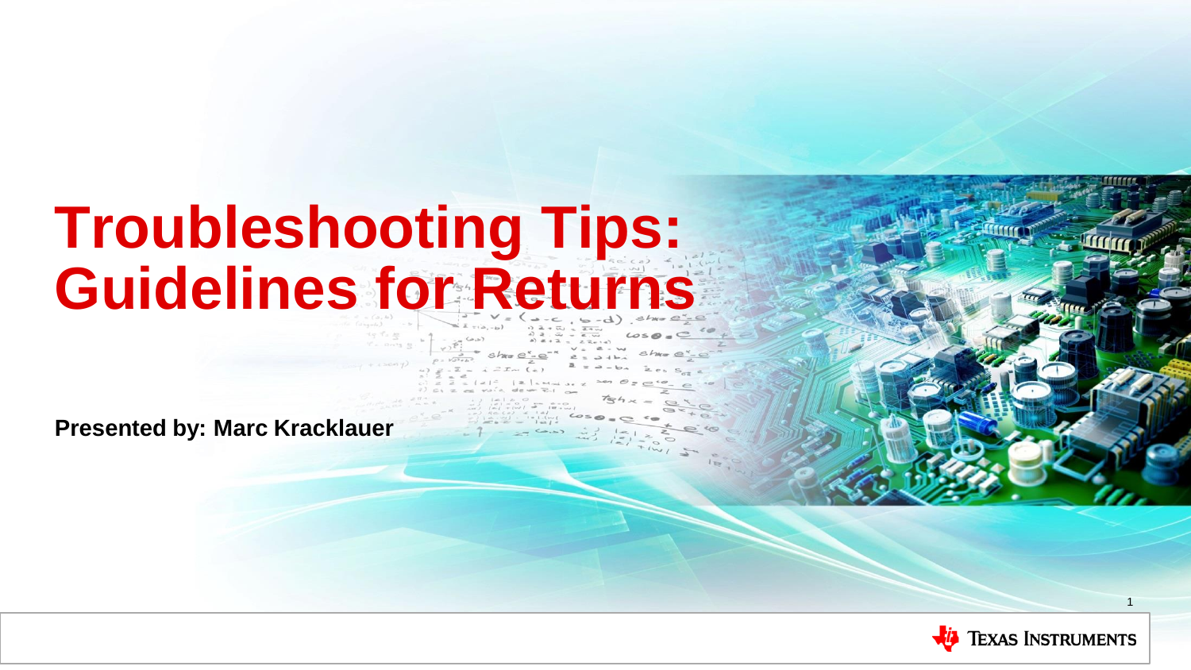# Troubleshooting Tips: Guidelines for Returns

**Presented by: Marc Kracklauer**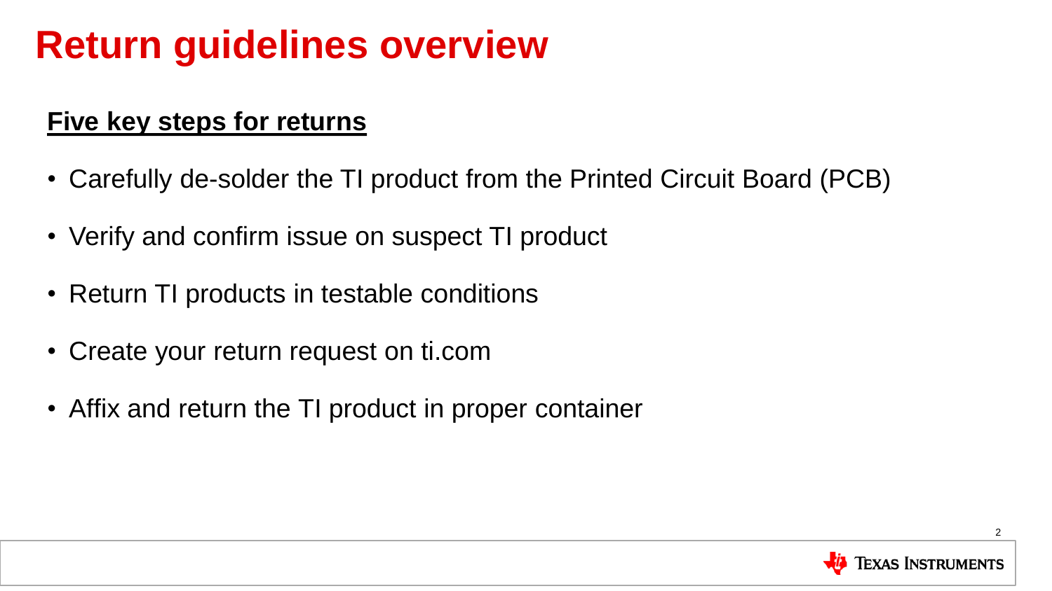# Return guidelines overview

## Five key steps for returns

- Carefully de-solder the TI product from the Printed Circuit Board (PCB)
- Verify and confirm issue on suspect TI product
- Return TI products in testable conditions
- Create your return request on ti.com
- Affix and return the TI product in proper container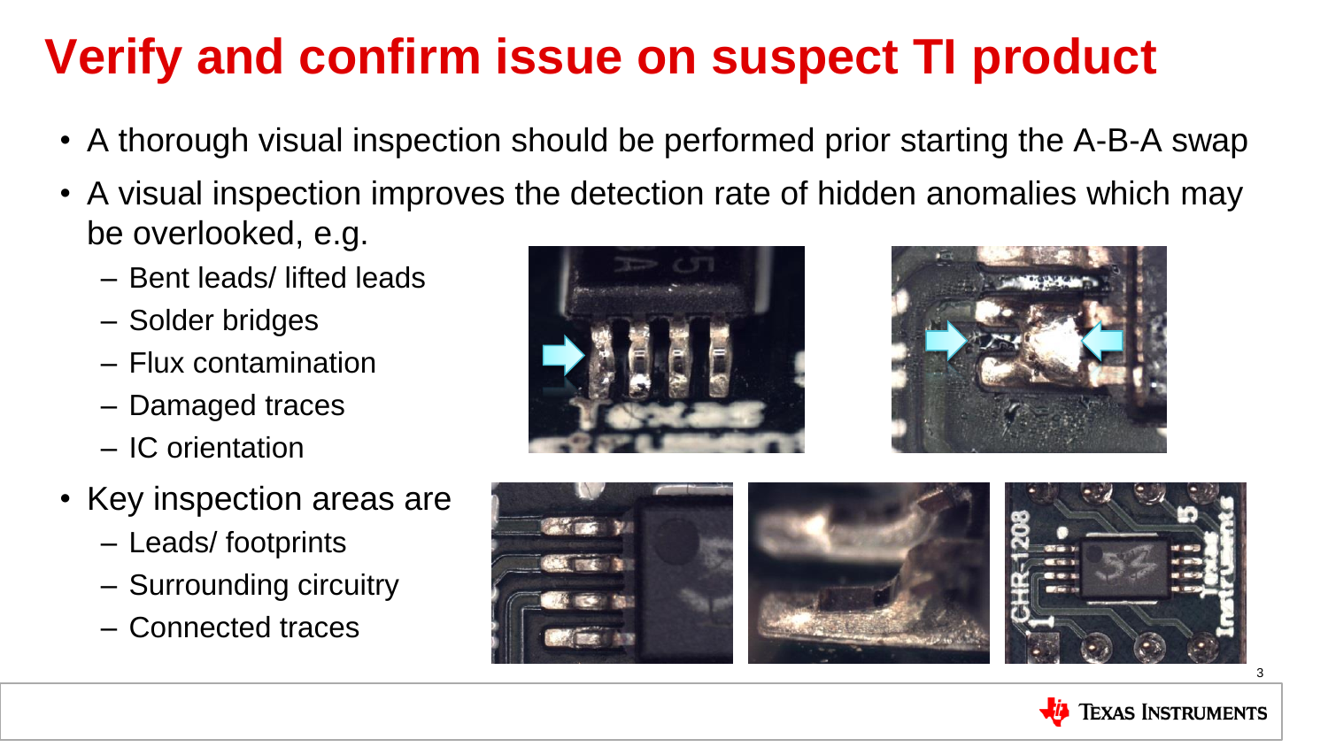# Verify and confirm issue on suspect TI product

- A thorough visual inspection should be performed prior starting the A-B-A swap
- A visual inspection improves the detection rate of hidden anomalies which may be overlooked, e.g.
  - Bent leads/ lifted leads
  - Solder bridges
  - Flux contamination
  - Damaged traces
  - IC orientation
- Key inspection areas are
  - Leads/ footprints
  - Surrounding circuitry
  - Connected traces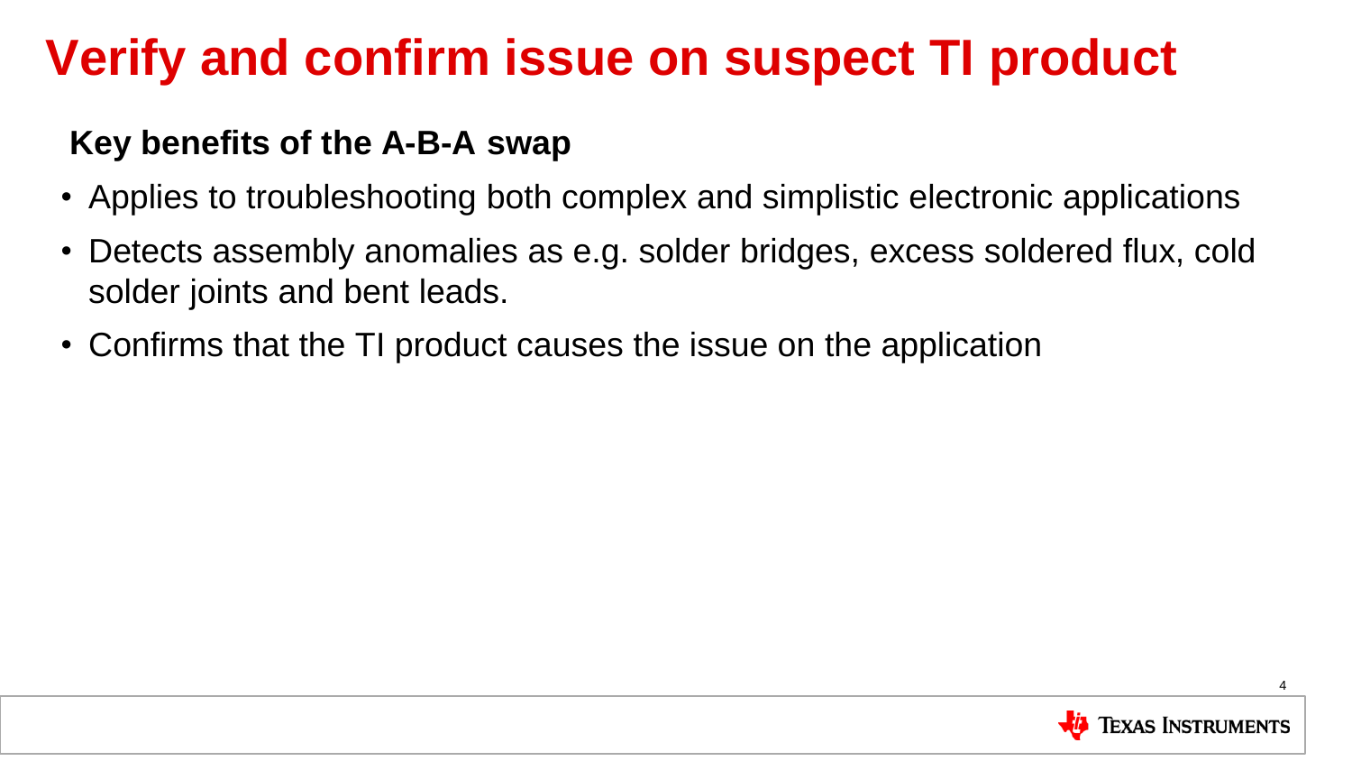# Verify and confirm issue on suspect TI product

**Key benefits of the A-B-A swap**

- Applies to troubleshooting both complex and simplistic electronic applications
- Detects assembly anomalies as e.g. solder bridges, excess soldered flux, cold solder joints and bent leads.
- Confirms that the TI product causes the issue on the application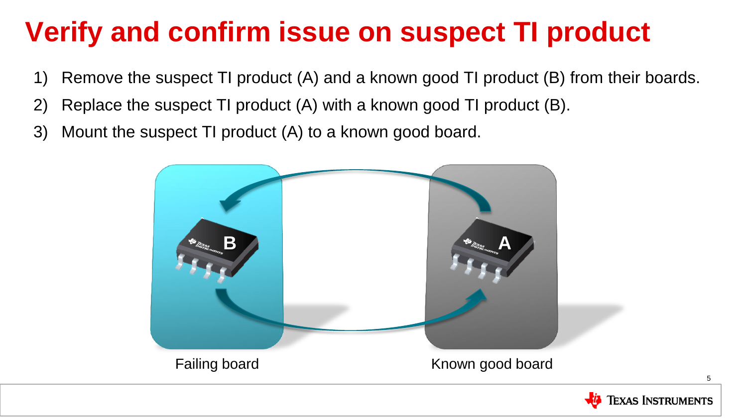# Verify and confirm issue on suspect TI product

1) Remove the suspect TI product (A) and a known good TI product (B) from their boards.
2) Replace the suspect TI product (A) with a known good TI product (B).
3) Mount the suspect TI product (A) to a known good board.

Failing board

Known good board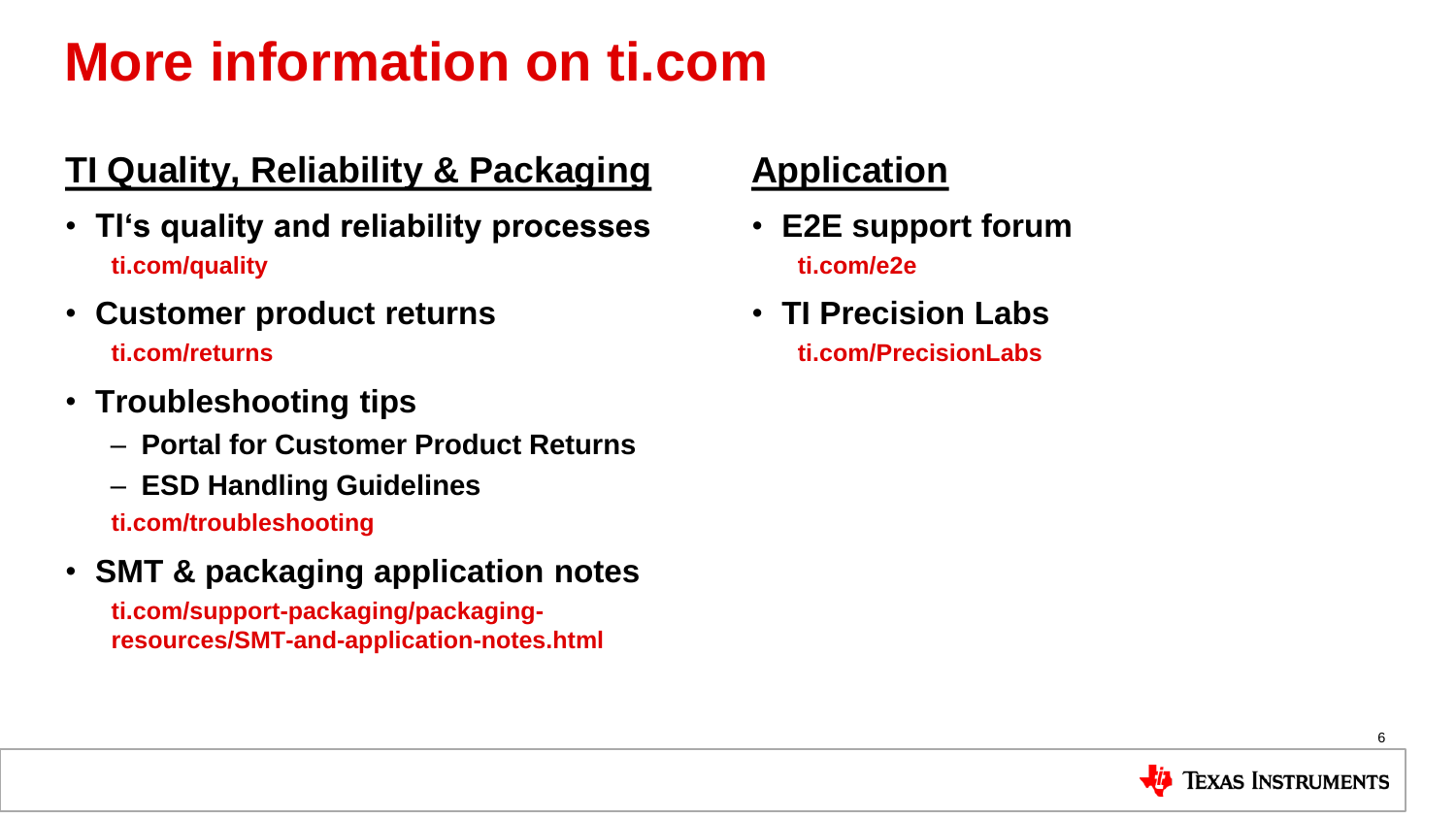# More information on ti.com

## TI Quality, Reliability & Packaging

- **TI's quality and reliability processes**
  **ti.com/quality**
- **Customer product returns**
  **ti.com/returns**
- **Troubleshooting tips**
  - **Portal for Customer Product Returns**
  - **ESD Handling Guidelines**

  **ti.com/troubleshooting**
- **SMT & packaging application notes**
  **ti.com/support-packaging/packaging-resources/SMT-and-application-notes.html**

## Application

- **E2E support forum**
  **ti.com/e2e**
- **TI Precision Labs**
  **ti.com/PrecisionLabs**